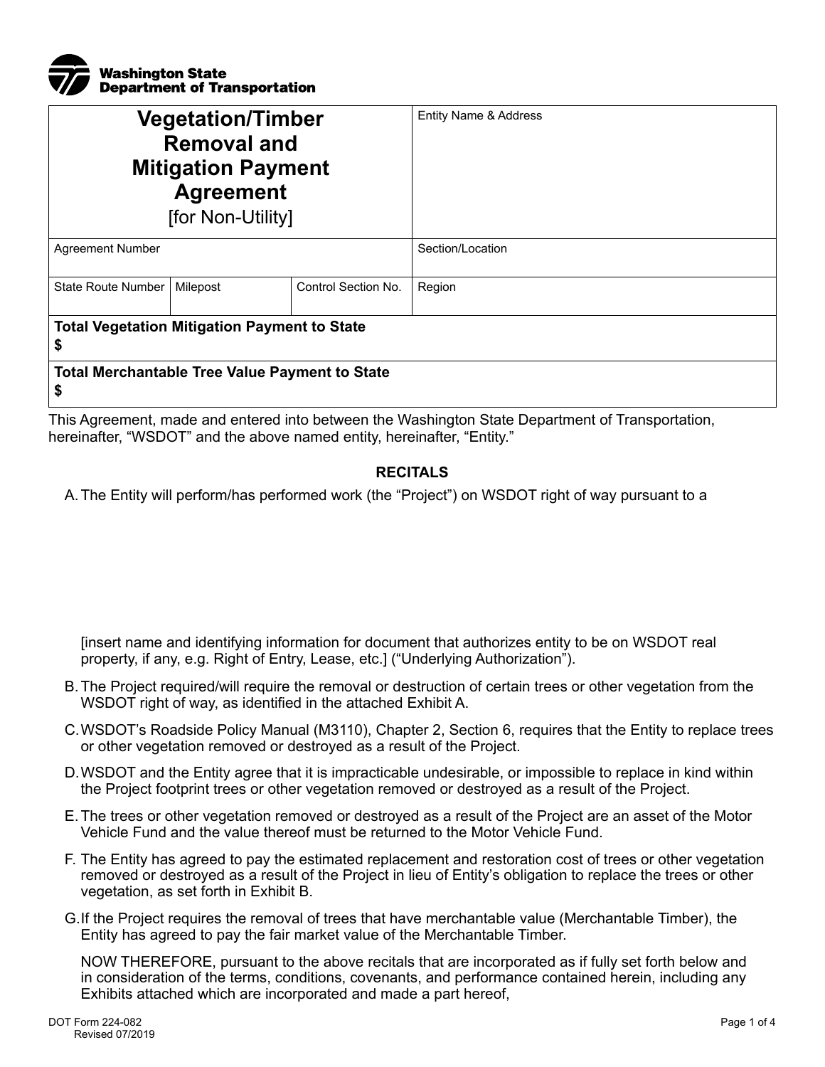Washington State Department of Transportation

| **Vegetation/Timber Removal and Mitigation Payment Agreement** [for Non-Utility] | | | Entity Name & Address |
|---|---|---|---|
| Agreement Number | | | Section/Location |
| State Route Number | Milepost | Control Section No. | Region |
| **Total Vegetation Mitigation Payment to State** **$** | | | |
| **Total Merchantable Tree Value Payment to State** **$** | | | |

This Agreement, made and entered into between the Washington State Department of Transportation, hereinafter, "WSDOT" and the above named entity, hereinafter, "Entity."

## RECITALS

A. The Entity will perform/has performed work (the "Project") on WSDOT right of way pursuant to a

[insert name and identifying information for document that authorizes entity to be on WSDOT real property, if any, e.g. Right of Entry, Lease, etc.] ("Underlying Authorization").

B. The Project required/will require the removal or destruction of certain trees or other vegetation from the WSDOT right of way, as identified in the attached Exhibit A.

C. WSDOT's Roadside Policy Manual (M3110), Chapter 2, Section 6, requires that the Entity to replace trees or other vegetation removed or destroyed as a result of the Project.

D. WSDOT and the Entity agree that it is impracticable undesirable, or impossible to replace in kind within the Project footprint trees or other vegetation removed or destroyed as a result of the Project.

E. The trees or other vegetation removed or destroyed as a result of the Project are an asset of the Motor Vehicle Fund and the value thereof must be returned to the Motor Vehicle Fund.

F. The Entity has agreed to pay the estimated replacement and restoration cost of trees or other vegetation removed or destroyed as a result of the Project in lieu of Entity's obligation to replace the trees or other vegetation, as set forth in Exhibit B.

G. If the Project requires the removal of trees that have merchantable value (Merchantable Timber), the Entity has agreed to pay the fair market value of the Merchantable Timber.

NOW THEREFORE, pursuant to the above recitals that are incorporated as if fully set forth below and in consideration of the terms, conditions, covenants, and performance contained herein, including any Exhibits attached which are incorporated and made a part hereof,

DOT Form 224-082
Revised 07/2019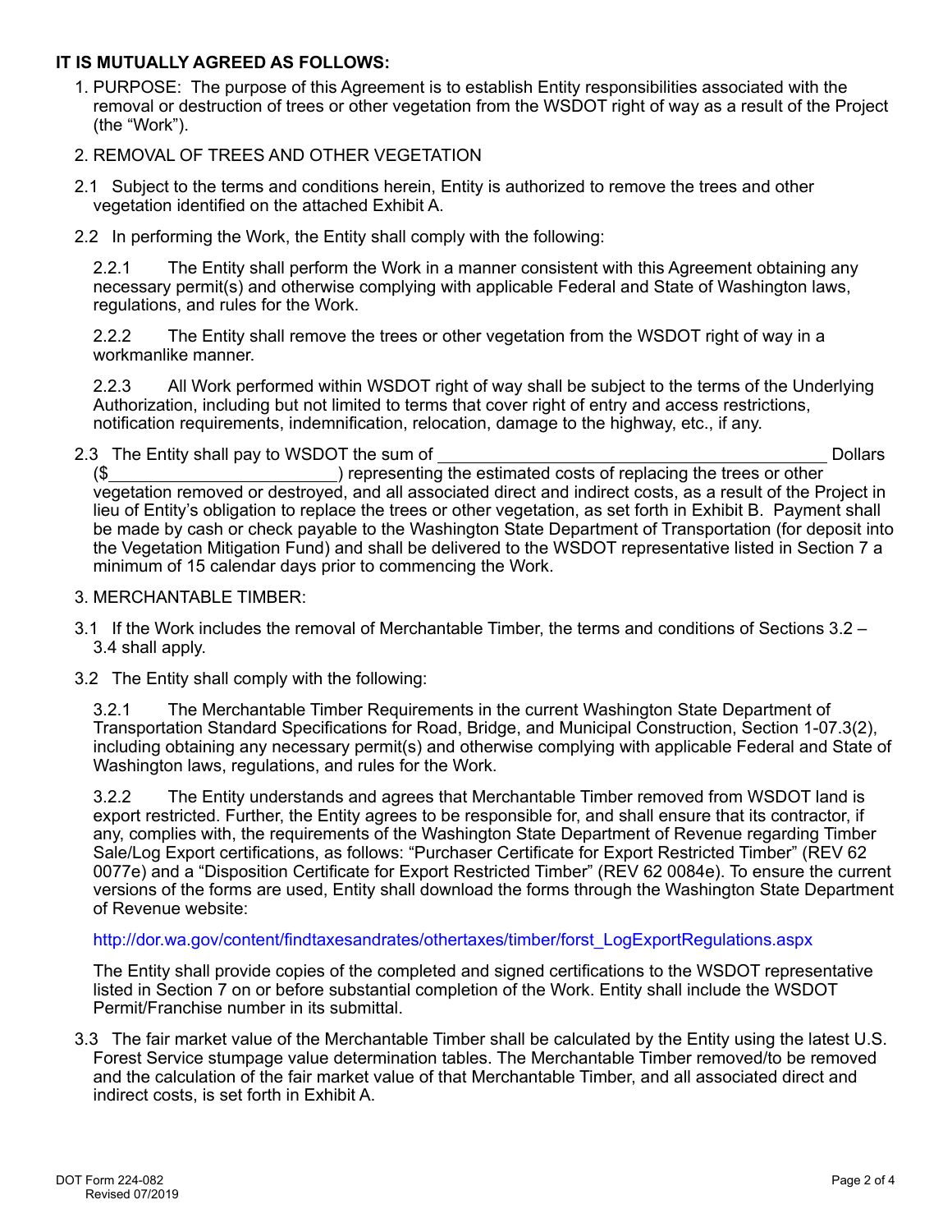**IT IS MUTUALLY AGREED AS FOLLOWS:**

1. PURPOSE: The purpose of this Agreement is to establish Entity responsibilities associated with the removal or destruction of trees or other vegetation from the WSDOT right of way as a result of the Project (the "Work").

2. REMOVAL OF TREES AND OTHER VEGETATION

2.1 Subject to the terms and conditions herein, Entity is authorized to remove the trees and other vegetation identified on the attached Exhibit A.

2.2 In performing the Work, the Entity shall comply with the following:

2.2.1 The Entity shall perform the Work in a manner consistent with this Agreement obtaining any necessary permit(s) and otherwise complying with applicable Federal and State of Washington laws, regulations, and rules for the Work.

2.2.2 The Entity shall remove the trees or other vegetation from the WSDOT right of way in a workmanlike manner.

2.2.3 All Work performed within WSDOT right of way shall be subject to the terms of the Underlying Authorization, including but not limited to terms that cover right of entry and access restrictions, notification requirements, indemnification, relocation, damage to the highway, etc., if any.

2.3 The Entity shall pay to WSDOT the sum of ________________________________________ Dollars ($______________________) representing the estimated costs of replacing the trees or other vegetation removed or destroyed, and all associated direct and indirect costs, as a result of the Project in lieu of Entity's obligation to replace the trees or other vegetation, as set forth in Exhibit B. Payment shall be made by cash or check payable to the Washington State Department of Transportation (for deposit into the Vegetation Mitigation Fund) and shall be delivered to the WSDOT representative listed in Section 7 a minimum of 15 calendar days prior to commencing the Work.

3. MERCHANTABLE TIMBER:

3.1 If the Work includes the removal of Merchantable Timber, the terms and conditions of Sections 3.2 – 3.4 shall apply.

3.2 The Entity shall comply with the following:

3.2.1 The Merchantable Timber Requirements in the current Washington State Department of Transportation Standard Specifications for Road, Bridge, and Municipal Construction, Section 1-07.3(2), including obtaining any necessary permit(s) and otherwise complying with applicable Federal and State of Washington laws, regulations, and rules for the Work.

3.2.2 The Entity understands and agrees that Merchantable Timber removed from WSDOT land is export restricted. Further, the Entity agrees to be responsible for, and shall ensure that its contractor, if any, complies with, the requirements of the Washington State Department of Revenue regarding Timber Sale/Log Export certifications, as follows: "Purchaser Certificate for Export Restricted Timber" (REV 62 0077e) and a "Disposition Certificate for Export Restricted Timber" (REV 62 0084e). To ensure the current versions of the forms are used, Entity shall download the forms through the Washington State Department of Revenue website:

http://dor.wa.gov/content/findtaxesandrates/othertaxes/timber/forst_LogExportRegulations.aspx

The Entity shall provide copies of the completed and signed certifications to the WSDOT representative listed in Section 7 on or before substantial completion of the Work. Entity shall include the WSDOT Permit/Franchise number in its submittal.

3.3 The fair market value of the Merchantable Timber shall be calculated by the Entity using the latest U.S. Forest Service stumpage value determination tables. The Merchantable Timber removed/to be removed and the calculation of the fair market value of that Merchantable Timber, and all associated direct and indirect costs, is set forth in Exhibit A.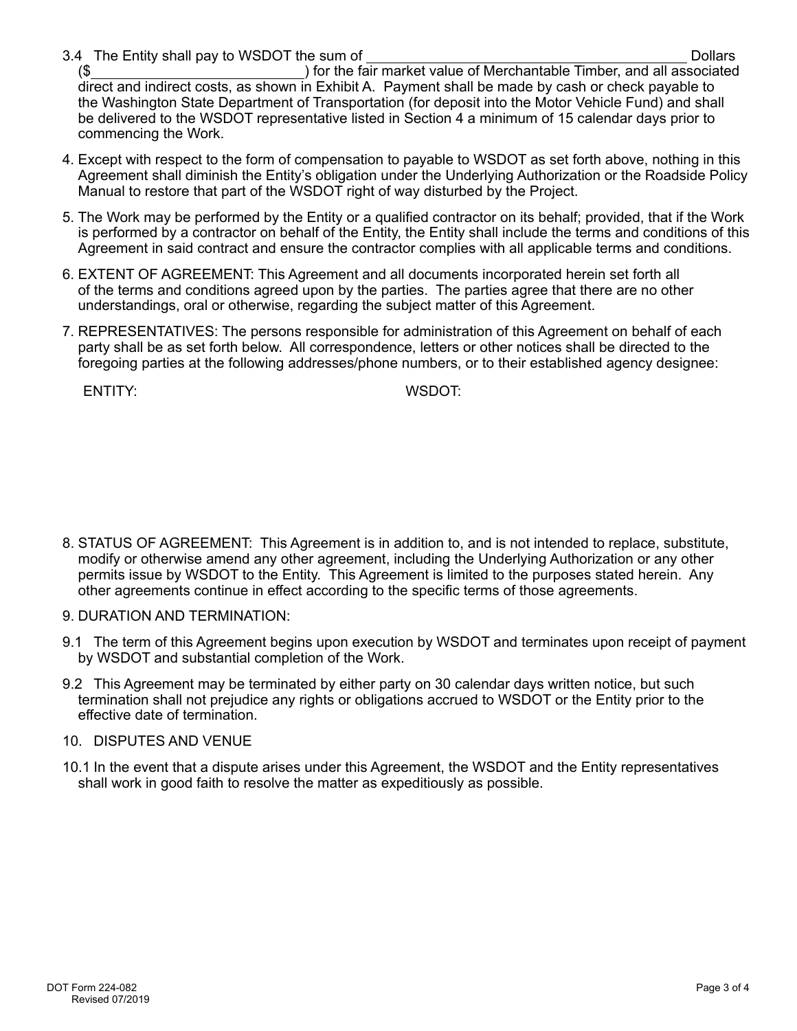3.4 The Entity shall pay to WSDOT the sum of ________________________________________ Dollars ($__________________________) for the fair market value of Merchantable Timber, and all associated direct and indirect costs, as shown in Exhibit A. Payment shall be made by cash or check payable to the Washington State Department of Transportation (for deposit into the Motor Vehicle Fund) and shall be delivered to the WSDOT representative listed in Section 4 a minimum of 15 calendar days prior to commencing the Work.

4. Except with respect to the form of compensation to payable to WSDOT as set forth above, nothing in this Agreement shall diminish the Entity's obligation under the Underlying Authorization or the Roadside Policy Manual to restore that part of the WSDOT right of way disturbed by the Project.

5. The Work may be performed by the Entity or a qualified contractor on its behalf; provided, that if the Work is performed by a contractor on behalf of the Entity, the Entity shall include the terms and conditions of this Agreement in said contract and ensure the contractor complies with all applicable terms and conditions.

6. EXTENT OF AGREEMENT: This Agreement and all documents incorporated herein set forth all of the terms and conditions agreed upon by the parties. The parties agree that there are no other understandings, oral or otherwise, regarding the subject matter of this Agreement.

7. REPRESENTATIVES: The persons responsible for administration of this Agreement on behalf of each party shall be as set forth below. All correspondence, letters or other notices shall be directed to the foregoing parties at the following addresses/phone numbers, or to their established agency designee:

ENTITY: WSDOT:

8. STATUS OF AGREEMENT: This Agreement is in addition to, and is not intended to replace, substitute, modify or otherwise amend any other agreement, including the Underlying Authorization or any other permits issue by WSDOT to the Entity. This Agreement is limited to the purposes stated herein. Any other agreements continue in effect according to the specific terms of those agreements.

9. DURATION AND TERMINATION:

9.1 The term of this Agreement begins upon execution by WSDOT and terminates upon receipt of payment by WSDOT and substantial completion of the Work.

9.2 This Agreement may be terminated by either party on 30 calendar days written notice, but such termination shall not prejudice any rights or obligations accrued to WSDOT or the Entity prior to the effective date of termination.

10. DISPUTES AND VENUE

10.1 In the event that a dispute arises under this Agreement, the WSDOT and the Entity representatives shall work in good faith to resolve the matter as expeditiously as possible.

DOT Form 224-082
Revised 07/2019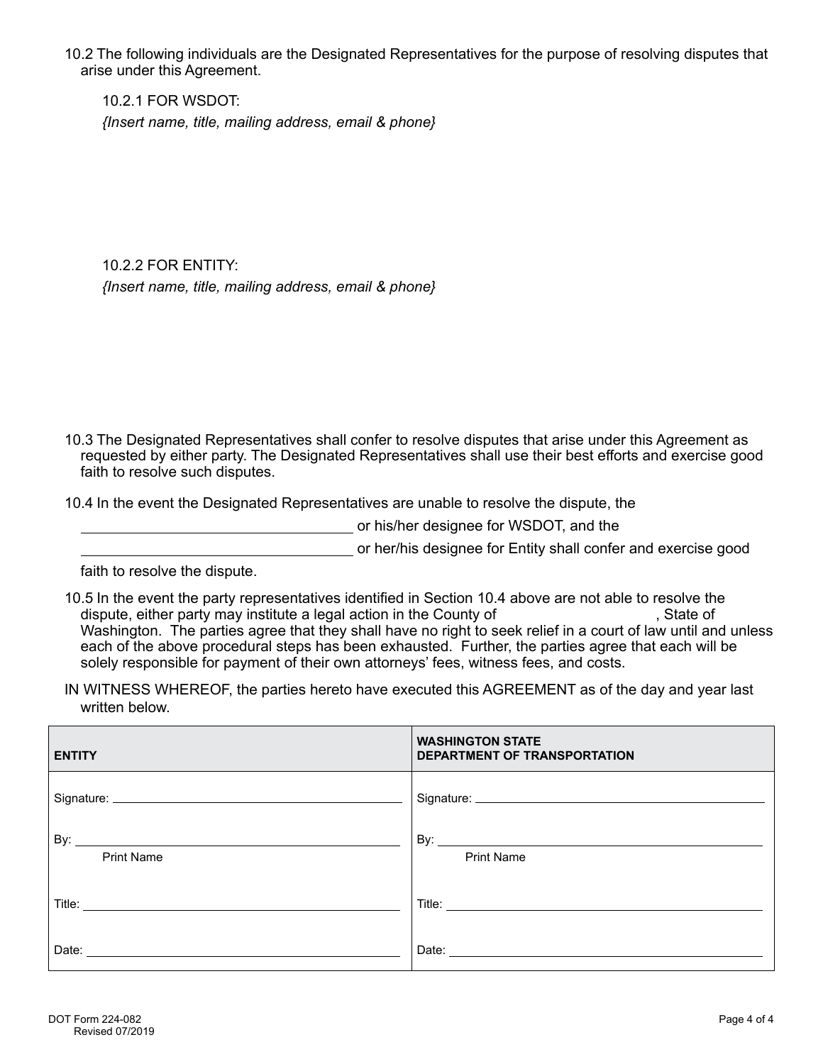10.2 The following individuals are the Designated Representatives for the purpose of resolving disputes that arise under this Agreement.

10.2.1 FOR WSDOT:
*{Insert name, title, mailing address, email & phone}*

10.2.2 FOR ENTITY:
*{Insert name, title, mailing address, email & phone}*

10.3 The Designated Representatives shall confer to resolve disputes that arise under this Agreement as requested by either party. The Designated Representatives shall use their best efforts and exercise good faith to resolve such disputes.

10.4 In the event the Designated Representatives are unable to resolve the dispute, the ______________________________ or his/her designee for WSDOT, and the ______________________________ or her/his designee for Entity shall confer and exercise good faith to resolve the dispute.

10.5 In the event the party representatives identified in Section 10.4 above are not able to resolve the dispute, either party may institute a legal action in the County of ____________________, State of Washington. The parties agree that they shall have no right to seek relief in a court of law until and unless each of the above procedural steps has been exhausted. Further, the parties agree that each will be solely responsible for payment of their own attorneys' fees, witness fees, and costs.

IN WITNESS WHEREOF, the parties hereto have executed this AGREEMENT as of the day and year last written below.

| **ENTITY** | **WASHINGTON STATE DEPARTMENT OF TRANSPORTATION** |
|---|---|
| Signature: ______________________ | Signature: ______________________ |
| By: ______________________ Print Name | By: ______________________ Print Name |
| Title: ______________________ | Title: ______________________ |
| Date: ______________________ | Date: ______________________ |

DOT Form 224-082
Revised 07/2019